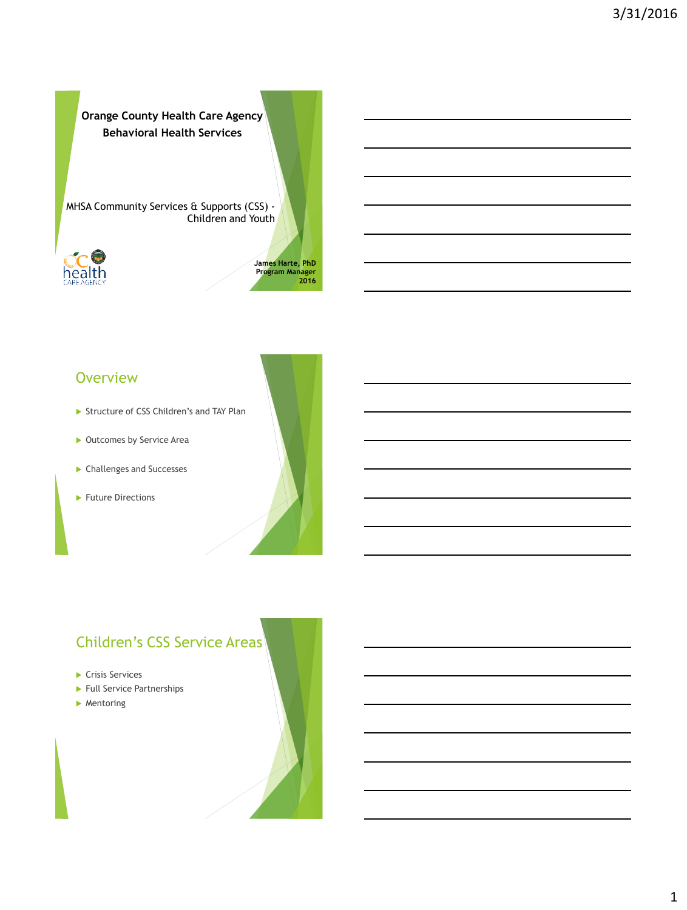# Orange County Health Care Agency
## Behavioral Health Services

MHSA Community Services & Supports (CSS) - Children and Youth

**James Harte, PhD**
**Program Manager**
**2016**

## Overview

- Structure of CSS Children's and TAY Plan
- Outcomes by Service Area
- Challenges and Successes
- Future Directions

## Children's CSS Service Areas

- Crisis Services
- Full Service Partnerships
- Mentoring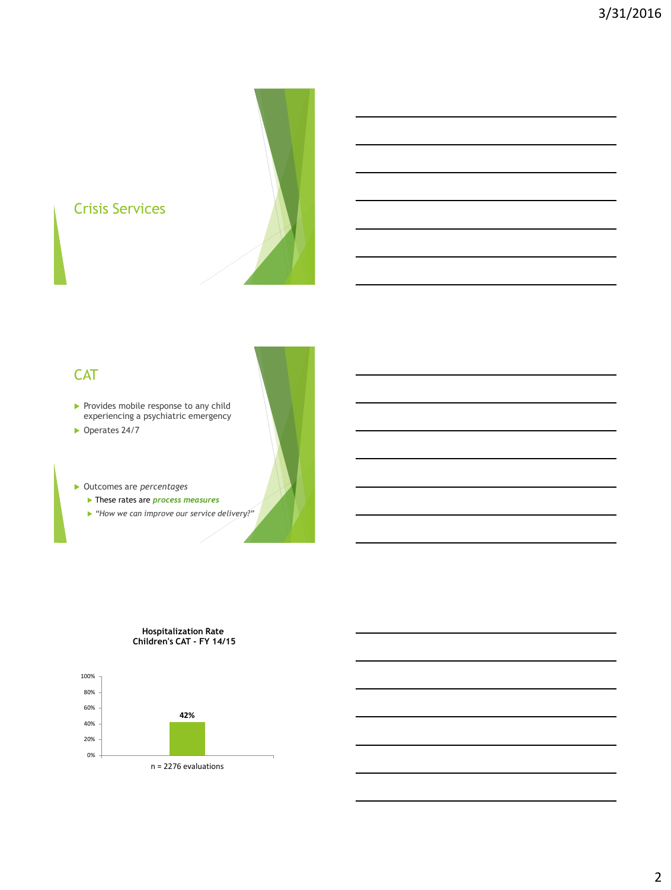## Crisis Services

## CAT

- Provides mobile response to any child experiencing a psychiatric emergency
- Operates 24/7

- Outcomes are *percentages*
  - These rates are ***process measures***
  - *"How we can improve our service delivery?"*

**Hospitalization Rate**
**Children's CAT - FY 14/15**

| | Hospitalization Rate |
|---|---|
| n = 2276 evaluations | 42% |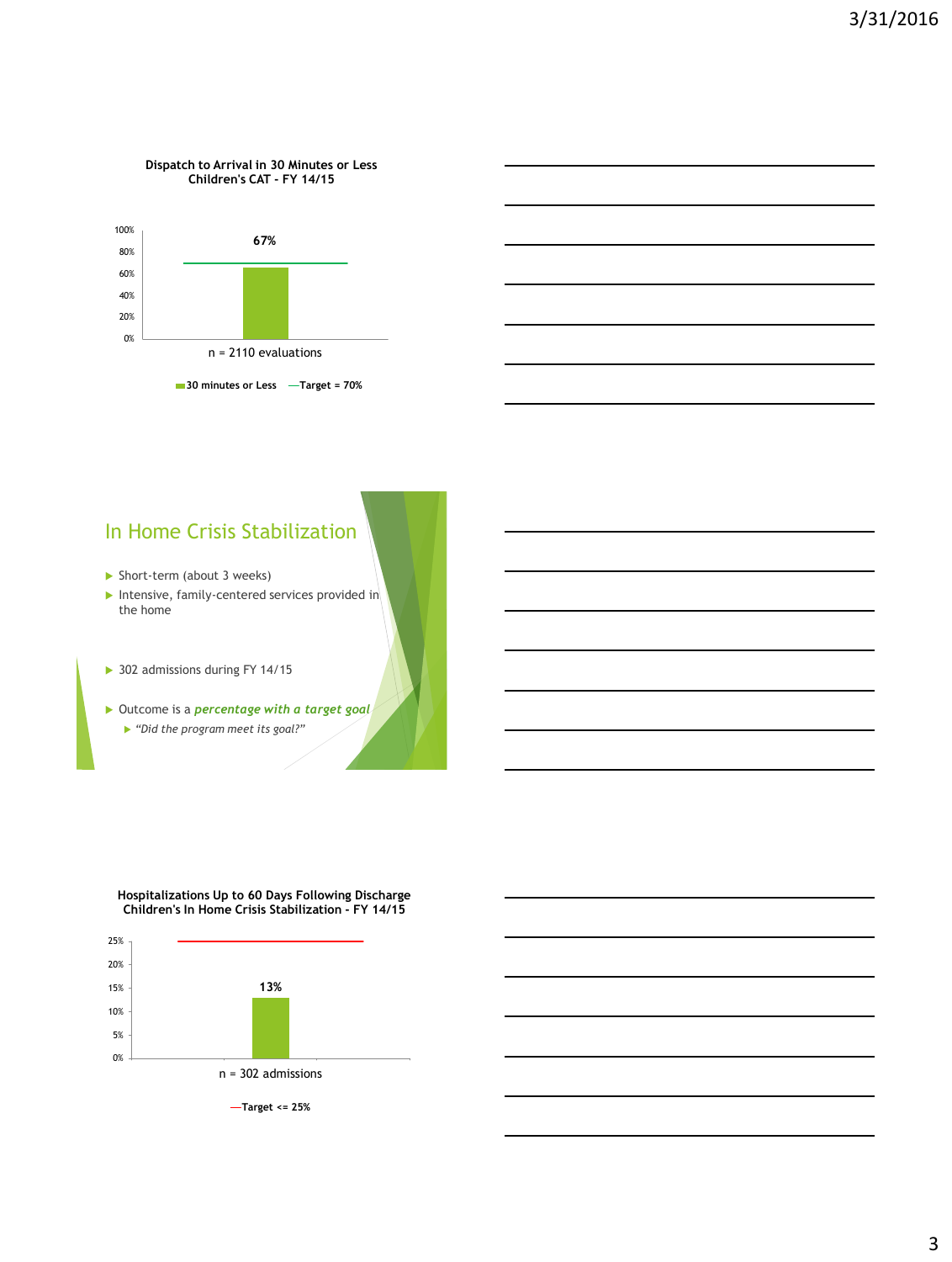**Dispatch to Arrival in 30 Minutes or Less**
**Children's CAT - FY 14/15**

67%

n = 2110 evaluations

30 minutes or Less — Target = 70%

## In Home Crisis Stabilization

- Short-term (about 3 weeks)
- Intensive, family-centered services provided in the home
- 302 admissions during FY 14/15
- Outcome is a ***percentage with a target goal***
  - *"Did the program meet its goal?"*

**Hospitalizations Up to 60 Days Following Discharge**
**Children's In Home Crisis Stabilization - FY 14/15**

13%

n = 302 admissions

—Target <= 25%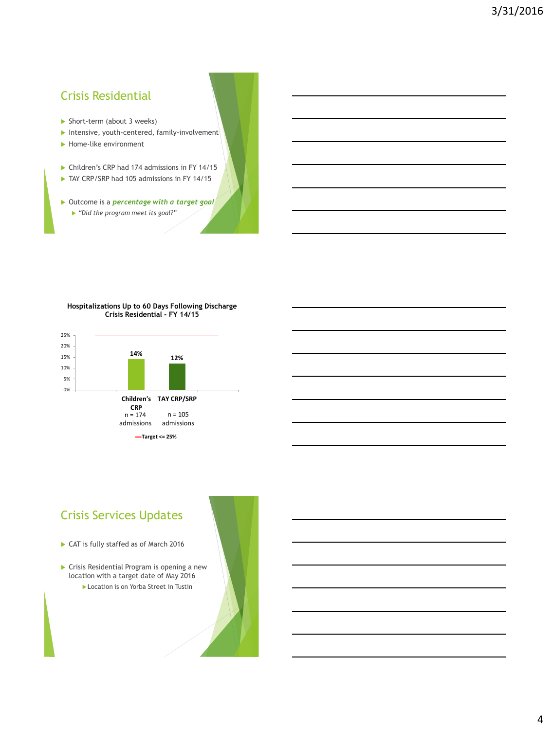## Crisis Residential

- Short-term (about 3 weeks)
- Intensive, youth-centered, family-involvement
- Home-like environment

- Children's CRP had 174 admissions in FY 14/15
- TAY CRP/SRP had 105 admissions in FY 14/15

- Outcome is a ***percentage with a target goal***
  - *"Did the program meet its goal?"*

**Hospitalizations Up to 60 Days Following Discharge**
**Crisis Residential - FY 14/15**

| Program | Hospitalizations | Admissions |
| --- | --- | --- |
| Children's CRP | 14% | n = 174 admissions |
| TAY CRP/SRP | 12% | n = 105 admissions |

Target <= 25%

## Crisis Services Updates

- CAT is fully staffed as of March 2016

- Crisis Residential Program is opening a new location with a target date of May 2016
  - Location is on Yorba Street in Tustin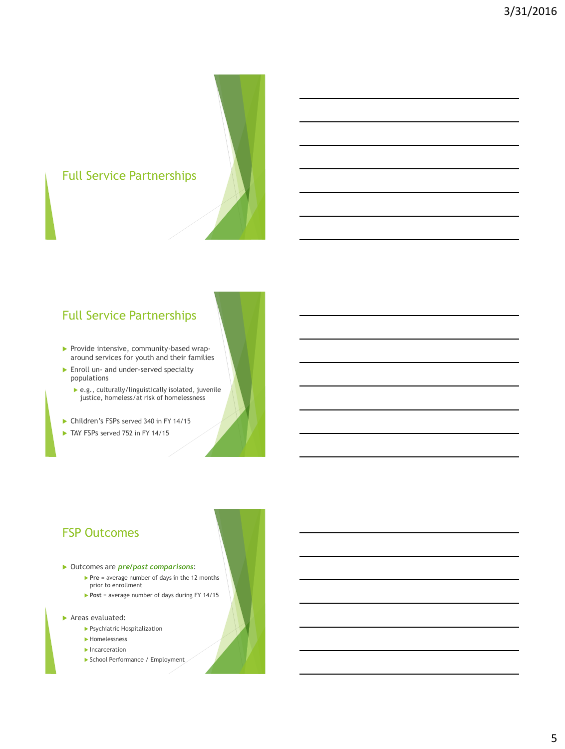## Full Service Partnerships

## Full Service Partnerships

- Provide intensive, community-based wrap-around services for youth and their families
- Enroll un- and under-served specialty populations
  - e.g., culturally/linguistically isolated, juvenile justice, homeless/at risk of homelessness
- Children's FSPs served 340 in FY 14/15
- TAY FSPs served 752 in FY 14/15

## FSP Outcomes

- Outcomes are ***pre/post comparisons***:
  - **Pre** = average number of days in the 12 months prior to enrollment
  - **Post** = average number of days during FY 14/15
- Areas evaluated:
  - Psychiatric Hospitalization
  - Homelessness
  - Incarceration
  - School Performance / Employment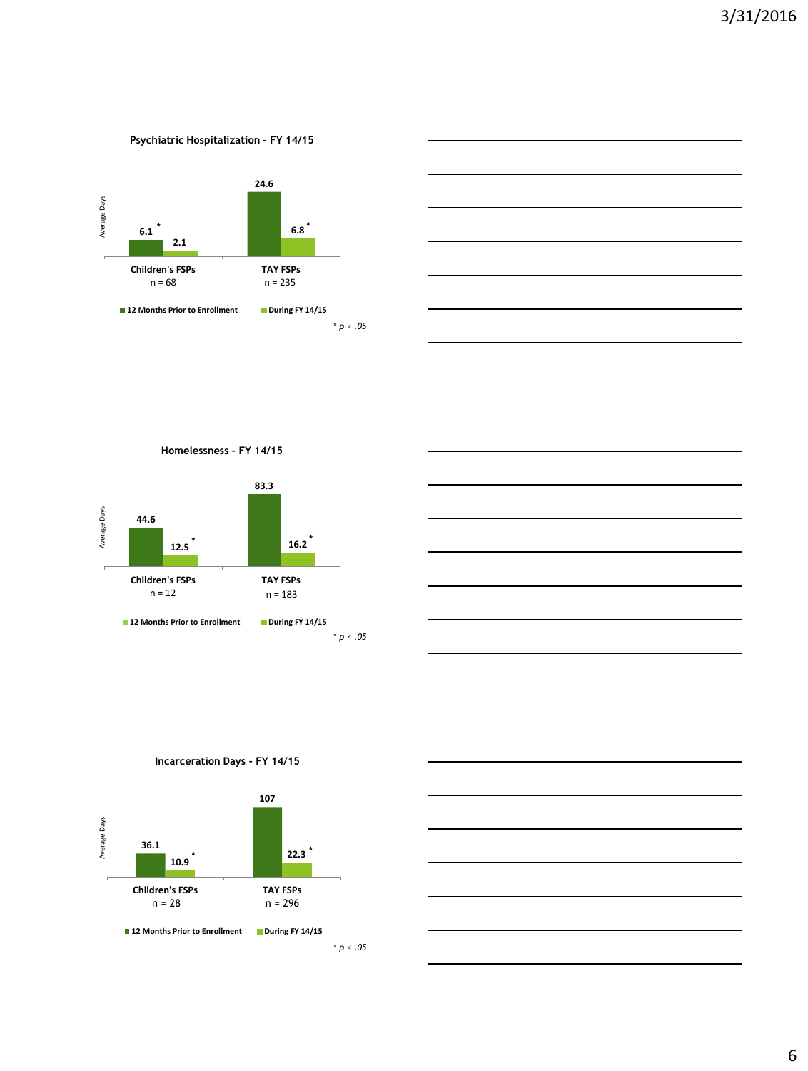### Psychiatric Hospitalization - FY 14/15

Average Days

| | 12 Months Prior to Enrollment | During FY 14/15 |
|---|---|---|
| Children's FSPs (n = 68) | 6.1 * | 2.1 |
| TAY FSPs (n = 235) | 24.6 | 6.8 * |

*$p < .05$*

### Homelessness - FY 14/15

Average Days

| | 12 Months Prior to Enrollment | During FY 14/15 |
|---|---|---|
| Children's FSPs (n = 12) | 44.6 | 12.5 * |
| TAY FSPs (n = 183) | 83.3 | 16.2 * |

*$p < .05$*

### Incarceration Days - FY 14/15

Average Days

| | 12 Months Prior to Enrollment | During FY 14/15 |
|---|---|---|
| Children's FSPs (n = 28) | 36.1 | 10.9 * |
| TAY FSPs (n = 296) | 107 | 22.3 * |

*$p < .05$*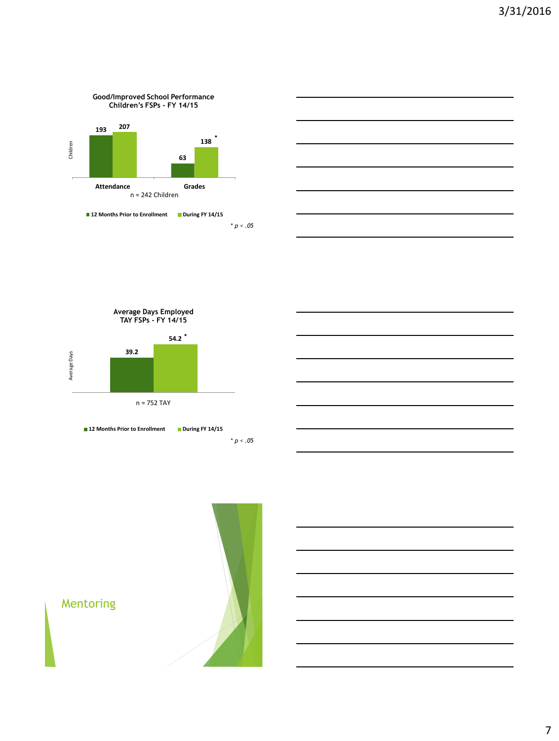**Good/Improved School Performance**
**Children's FSPs - FY 14/15**

| | 12 Months Prior to Enrollment | During FY 14/15 |
|---|---|---|
| Attendance | 193 | 207 |
| Grades | 63 | 138 * |

n = 242 Children

Children

* $p < .05$

**Average Days Employed**
**TAY FSPs - FY 14/15**

| | 12 Months Prior to Enrollment | During FY 14/15 |
|---|---|---|
| Average Days | 39.2 | 54.2 * |

n = 752 TAY

* $p < .05$

## Mentoring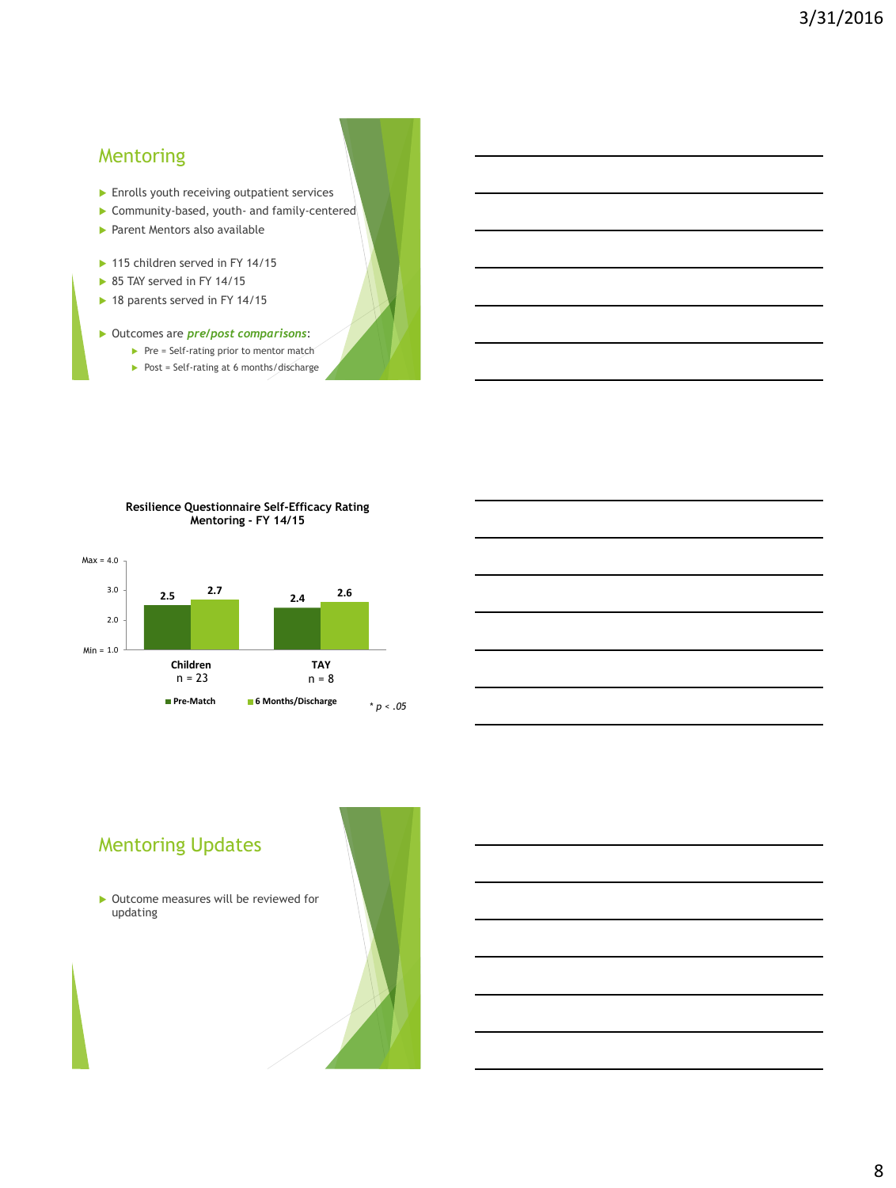## Mentoring

- Enrolls youth receiving outpatient services
- Community-based, youth- and family-centered
- Parent Mentors also available

- 115 children served in FY 14/15
- 85 TAY served in FY 14/15
- 18 parents served in FY 14/15

- Outcomes are ***pre/post comparisons***:
  - Pre = Self-rating prior to mentor match
  - Post = Self-rating at 6 months/discharge

**Resilience Questionnaire Self-Efficacy Rating**
**Mentoring - FY 14/15**

| | Pre-Match | 6 Months/Discharge |
|---|---|---|
| Children (n = 23) | 2.5 | 2.7 |
| TAY (n = 8) | 2.4 | 2.6 |

Min = 1.0, Max = 4.0

*\* p < .05*

## Mentoring Updates

- Outcome measures will be reviewed for updating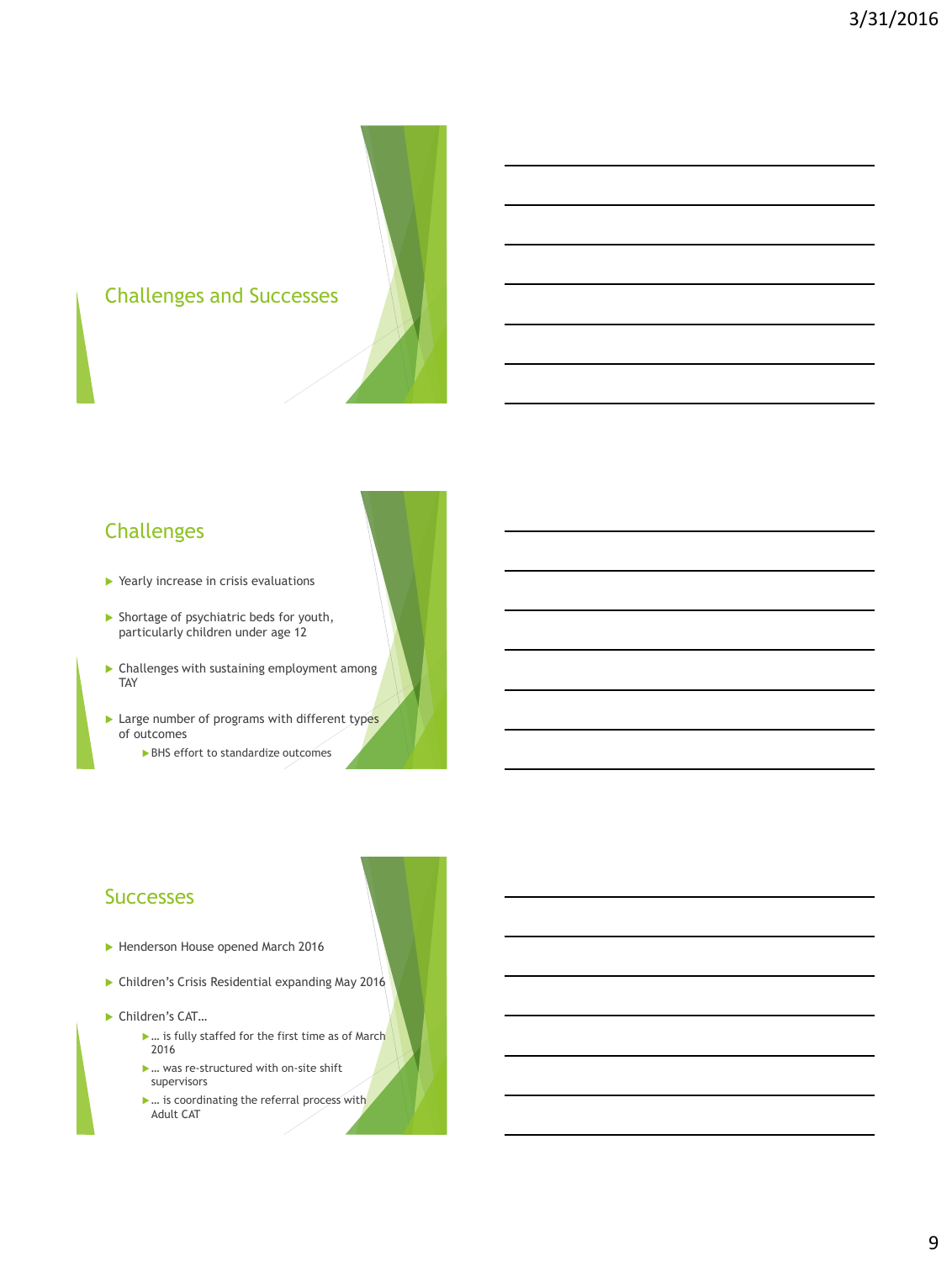## Challenges and Successes

## Challenges

- Yearly increase in crisis evaluations
- Shortage of psychiatric beds for youth, particularly children under age 12
- Challenges with sustaining employment among TAY
- Large number of programs with different types of outcomes
  - BHS effort to standardize outcomes

## Successes

- Henderson House opened March 2016
- Children's Crisis Residential expanding May 2016
- Children's CAT…
  - … is fully staffed for the first time as of March 2016
  - … was re-structured with on-site shift supervisors
  - … is coordinating the referral process with Adult CAT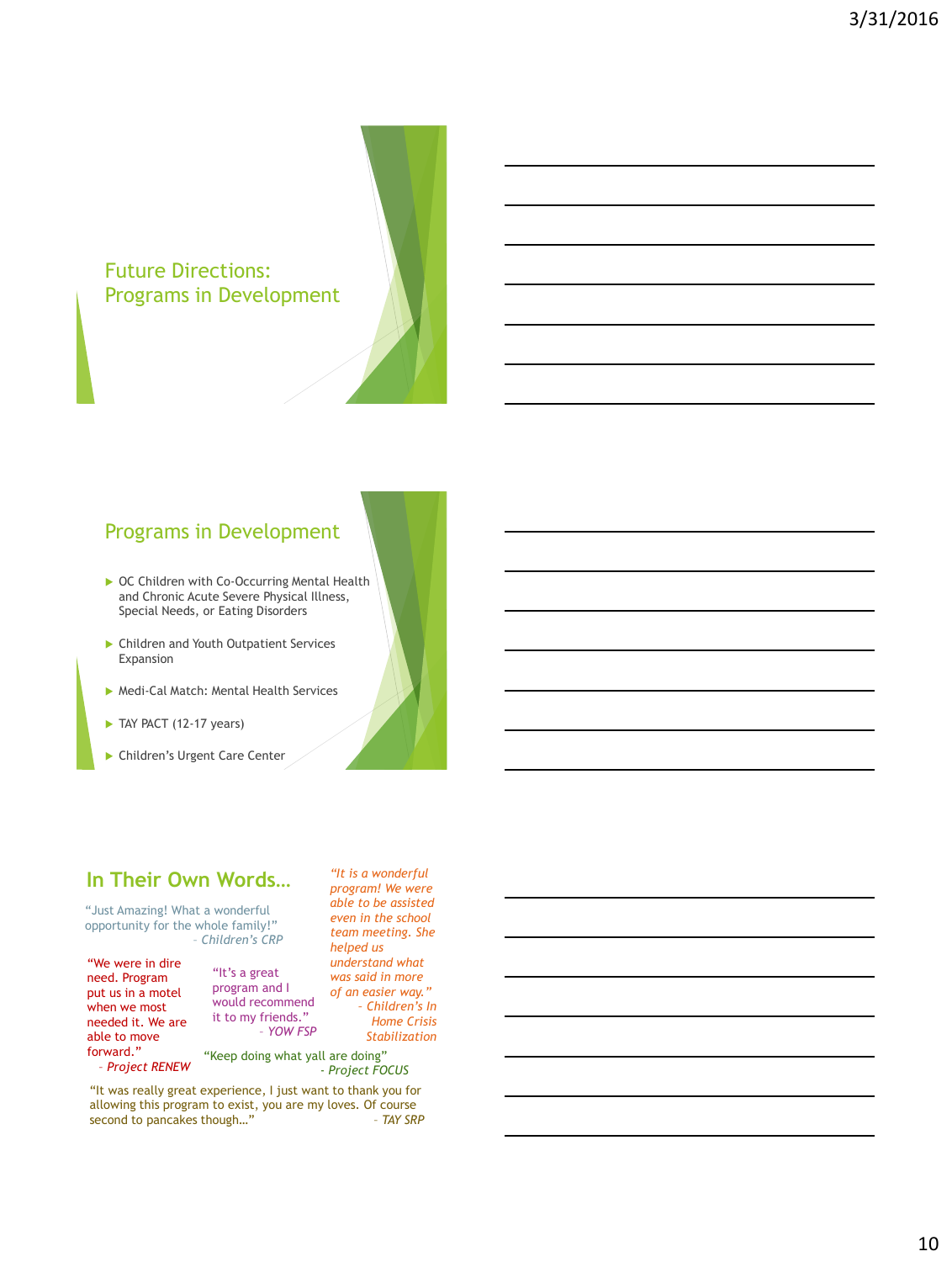## Future Directions: Programs in Development

## Programs in Development

- OC Children with Co-Occurring Mental Health and Chronic Acute Severe Physical Illness, Special Needs, or Eating Disorders
- Children and Youth Outpatient Services Expansion
- Medi-Cal Match: Mental Health Services
- TAY PACT (12-17 years)
- Children's Urgent Care Center

## In Their Own Words…

"Just Amazing! What a wonderful opportunity for the whole family!"
– *Children's CRP*

*"It is a wonderful program! We were able to be assisted even in the school team meeting. She helped us understand what was said in more of an easier way."*
*– Children's In Home Crisis Stabilization*

"We were in dire need. Program put us in a motel when we most needed it. We are able to move forward."
– *Project RENEW*

"It's a great program and I would recommend it to my friends."
– *YOW FSP*

"Keep doing what yall are doing"
*- Project FOCUS*

"It was really great experience, I just want to thank you for allowing this program to exist, you are my loves. Of course second to pancakes though…"
– *TAY SRP*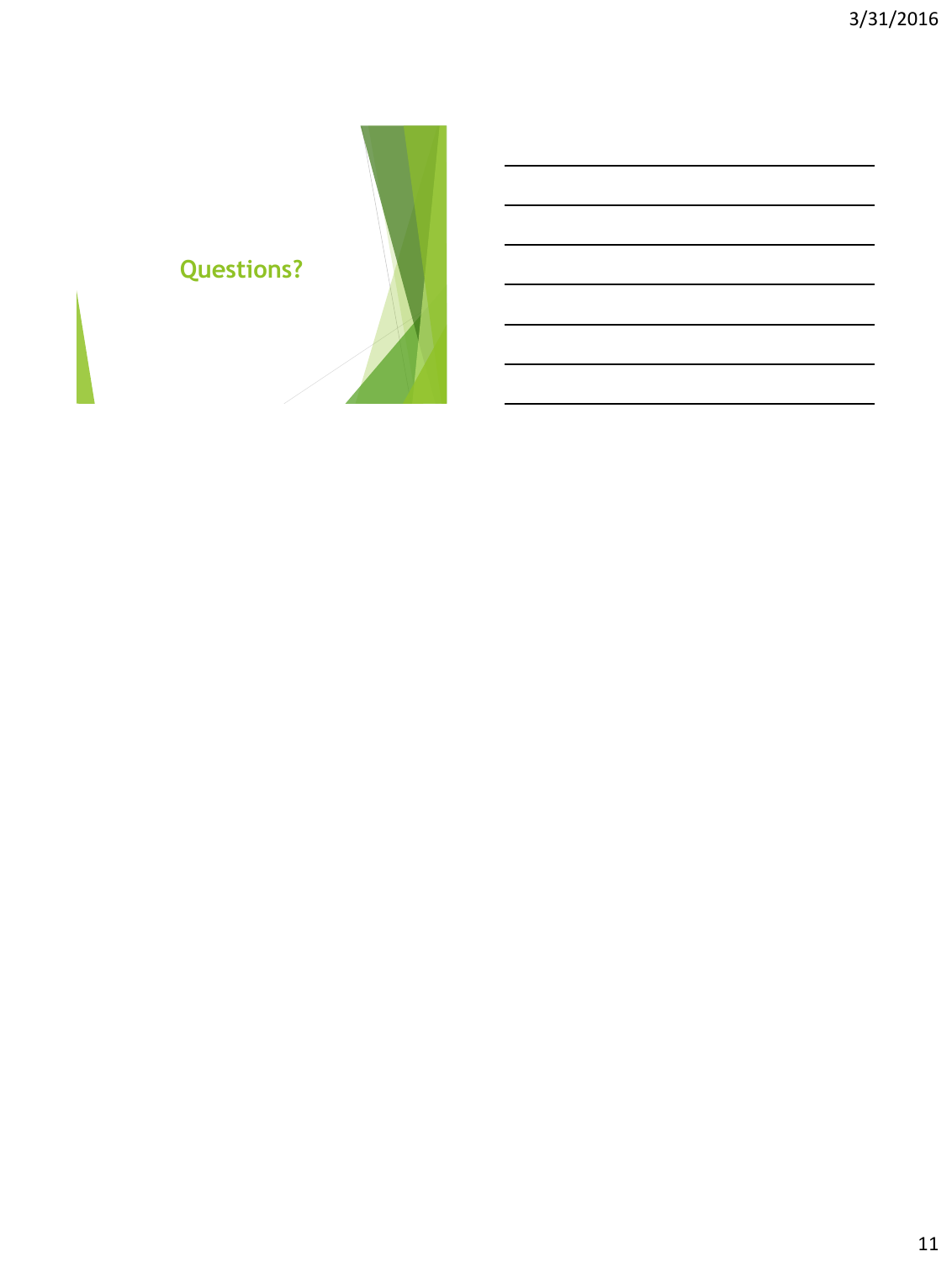Questions?